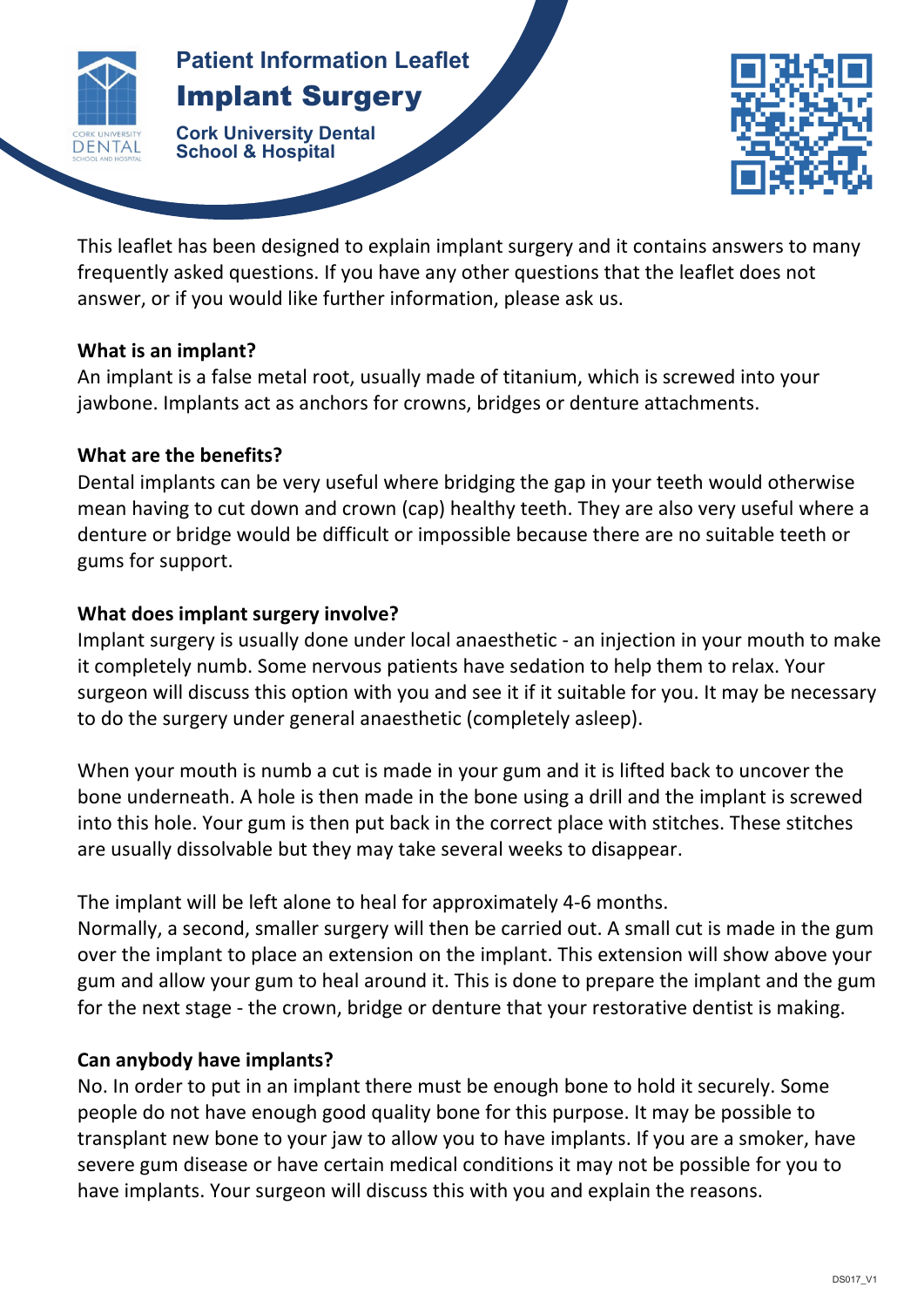# Patient Information Leaflet

# Implant Surgery

**Cork University Dental School & Hospital**

This leaflet has been designed to explain implant surgery and it contains answers to many frequently asked questions. If you have any other questions that the leaflet does not answer, or if you would like further information, please ask us.

**What is an implant?**

An implant is a false metal root, usually made of titanium, which is screwed into your jawbone. Implants act as anchors for crowns, bridges or denture attachments.

**What are the benefits?**

Dental implants can be very useful where bridging the gap in your teeth would otherwise mean having to cut down and crown (cap) healthy teeth. They are also very useful where a denture or bridge would be difficult or impossible because there are no suitable teeth or gums for support.

**What does implant surgery involve?**

Implant surgery is usually done under local anaesthetic - an injection in your mouth to make it completely numb. Some nervous patients have sedation to help them to relax. Your surgeon will discuss this option with you and see it if it suitable for you. It may be necessary to do the surgery under general anaesthetic (completely asleep).

When your mouth is numb a cut is made in your gum and it is lifted back to uncover the bone underneath. A hole is then made in the bone using a drill and the implant is screwed into this hole. Your gum is then put back in the correct place with stitches. These stitches are usually dissolvable but they may take several weeks to disappear.

The implant will be left alone to heal for approximately 4-6 months.
Normally, a second, smaller surgery will then be carried out. A small cut is made in the gum over the implant to place an extension on the implant. This extension will show above your gum and allow your gum to heal around it. This is done to prepare the implant and the gum for the next stage - the crown, bridge or denture that your restorative dentist is making.

**Can anybody have implants?**

No. In order to put in an implant there must be enough bone to hold it securely. Some people do not have enough good quality bone for this purpose. It may be possible to transplant new bone to your jaw to allow you to have implants. If you are a smoker, have severe gum disease or have certain medical conditions it may not be possible for you to have implants. Your surgeon will discuss this with you and explain the reasons.

DS017_V1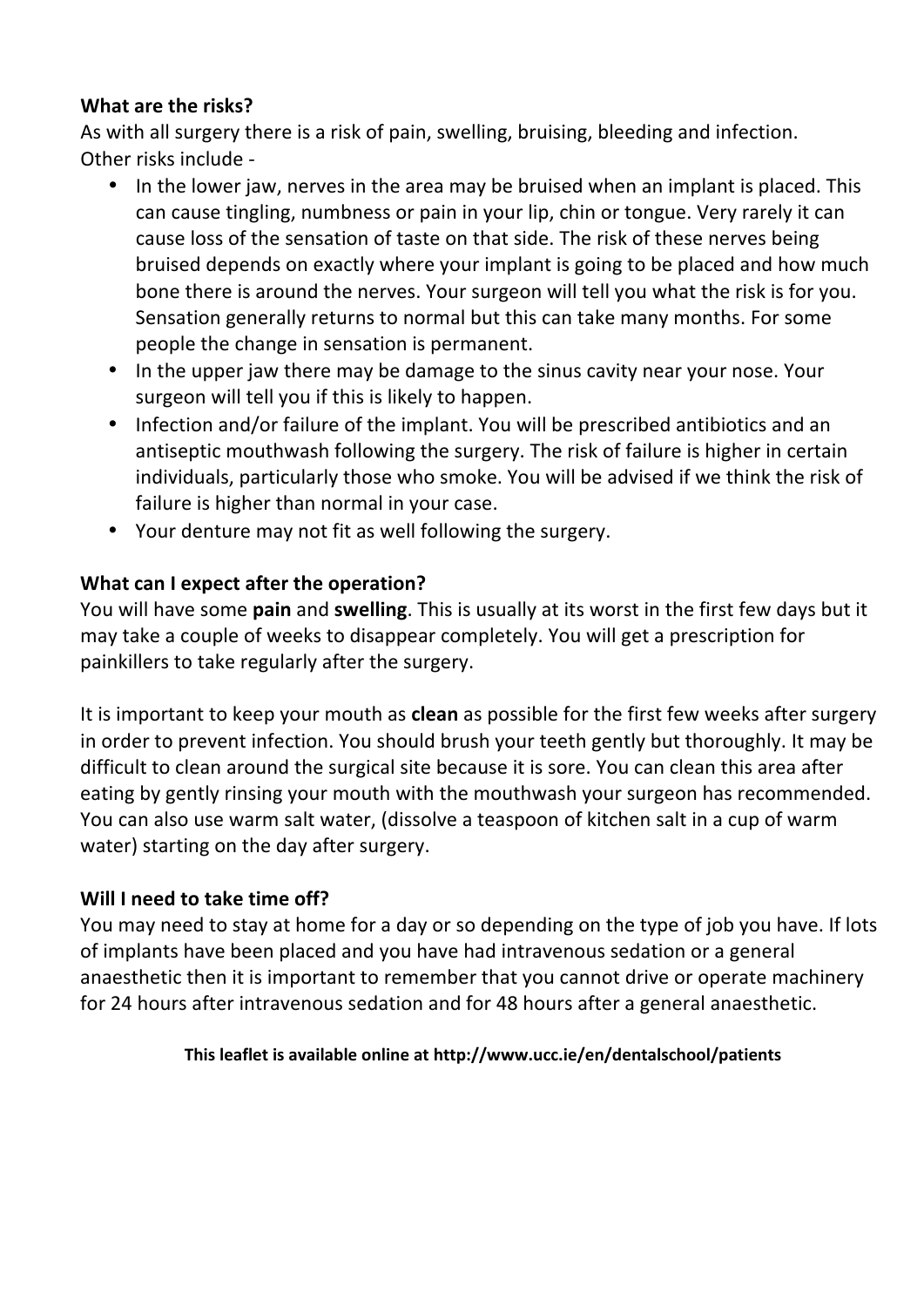**What are the risks?**

As with all surgery there is a risk of pain, swelling, bruising, bleeding and infection.
Other risks include -

- In the lower jaw, nerves in the area may be bruised when an implant is placed. This can cause tingling, numbness or pain in your lip, chin or tongue. Very rarely it can cause loss of the sensation of taste on that side. The risk of these nerves being bruised depends on exactly where your implant is going to be placed and how much bone there is around the nerves. Your surgeon will tell you what the risk is for you. Sensation generally returns to normal but this can take many months. For some people the change in sensation is permanent.
- In the upper jaw there may be damage to the sinus cavity near your nose. Your surgeon will tell you if this is likely to happen.
- Infection and/or failure of the implant. You will be prescribed antibiotics and an antiseptic mouthwash following the surgery. The risk of failure is higher in certain individuals, particularly those who smoke. You will be advised if we think the risk of failure is higher than normal in your case.
- Your denture may not fit as well following the surgery.

**What can I expect after the operation?**

You will have some **pain** and **swelling**. This is usually at its worst in the first few days but it may take a couple of weeks to disappear completely. You will get a prescription for painkillers to take regularly after the surgery.

It is important to keep your mouth as **clean** as possible for the first few weeks after surgery in order to prevent infection. You should brush your teeth gently but thoroughly. It may be difficult to clean around the surgical site because it is sore. You can clean this area after eating by gently rinsing your mouth with the mouthwash your surgeon has recommended. You can also use warm salt water, (dissolve a teaspoon of kitchen salt in a cup of warm water) starting on the day after surgery.

**Will I need to take time off?**

You may need to stay at home for a day or so depending on the type of job you have. If lots of implants have been placed and you have had intravenous sedation or a general anaesthetic then it is important to remember that you cannot drive or operate machinery for 24 hours after intravenous sedation and for 48 hours after a general anaesthetic.

**This leaflet is available online at http://www.ucc.ie/en/dentalschool/patients**